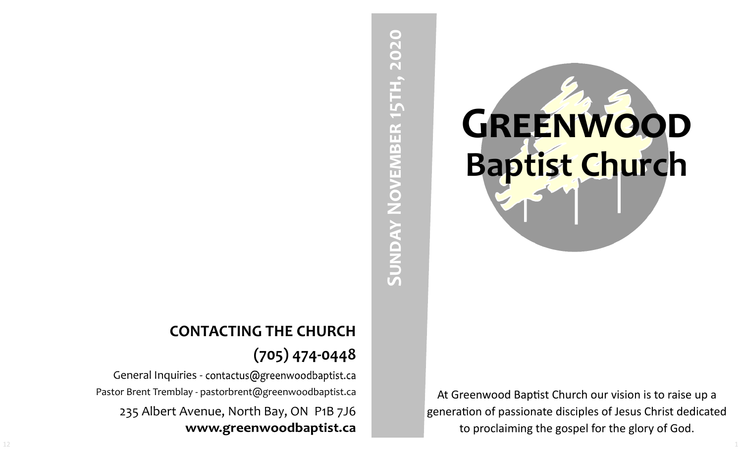# Greenwood Baptist Church

Sunday November 15th, 2020

At Greenwood Baptist Church our vision is to raise up a generation of passionate disciples of Jesus Christ dedicated to proclaiming the gospel for the glory of God.

## CONTACTING THE CHURCH

**(705) 474-0448**

General Inquiries - contactus@greenwoodbaptist.ca

Pastor Brent Tremblay - pastorbrent@greenwoodbaptist.ca

235 Albert Avenue, North Bay, ON P1B 7J6

**www.greenwoodbaptist.ca**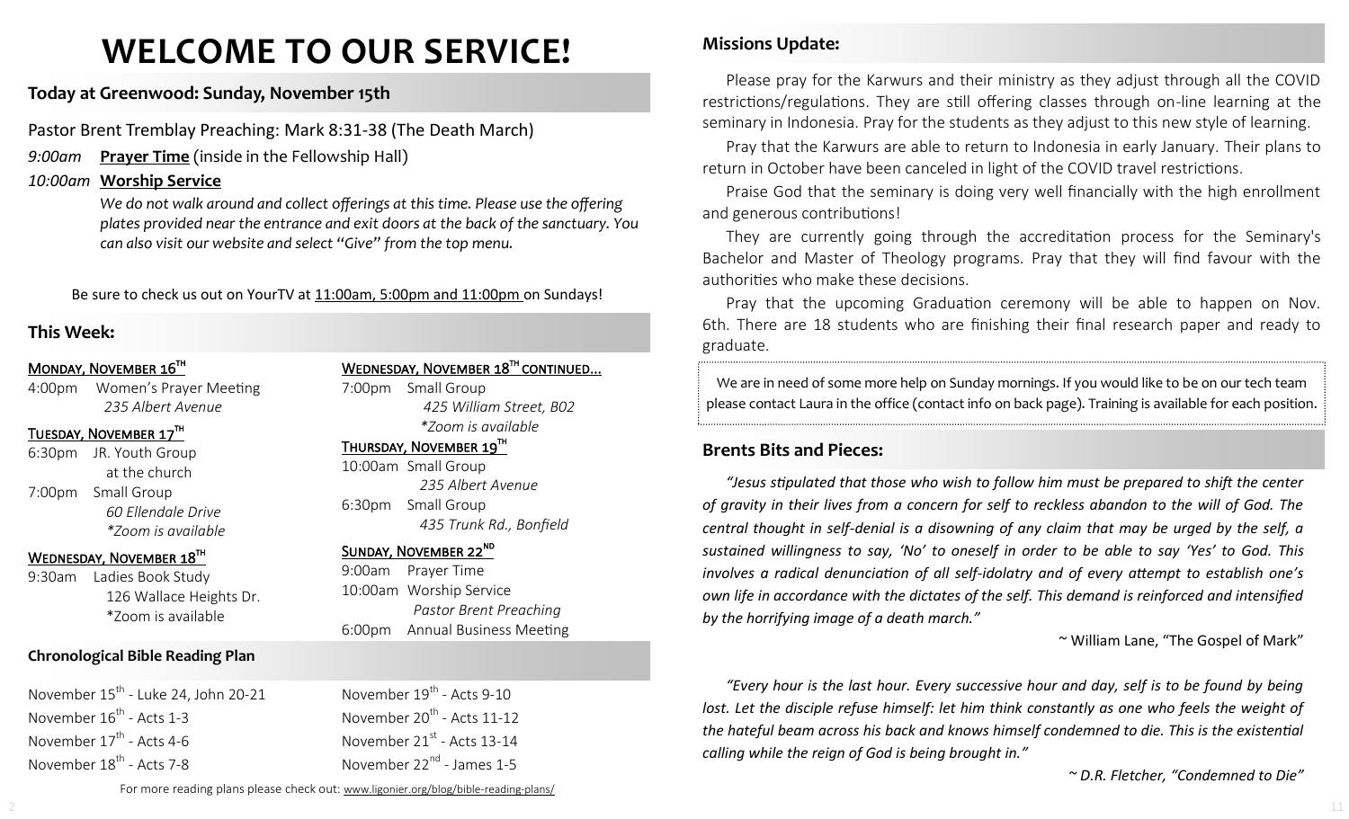# WELCOME TO OUR SERVICE!

## Today at Greenwood: Sunday, November 15th

Pastor Brent Tremblay Preaching: Mark 8:31-38 (The Death March)

*9:00am* **Prayer Time** (inside in the Fellowship Hall)

*10:00am* **Worship Service**

*We do not walk around and collect offerings at this time. Please use the offering plates provided near the entrance and exit doors at the back of the sanctuary. You can also visit our website and select "Give" from the top menu.*

Be sure to check us out on YourTV at 11:00am, 5:00pm and 11:00pm on Sundays!

## This Week:

**Monday, November 16th**

4:00pm Women's Prayer Meeting
*235 Albert Avenue*

**Tuesday, November 17th**

6:30pm JR. Youth Group
at the church

7:00pm Small Group
*60 Ellendale Drive*
**Zoom is available*

**Wednesday, November 18th**

9:30am Ladies Book Study
126 Wallace Heights Dr.
*Zoom is available

**Wednesday, November 18th continued...**

7:00pm Small Group
*425 William Street, B02*
**Zoom is available*

**Thursday, November 19th**

10:00am Small Group
*235 Albert Avenue*

6:30pm Small Group
*435 Trunk Rd., Bonfield*

**Sunday, November 22nd**

9:00am Prayer Time

10:00am Worship Service
*Pastor Brent Preaching*

6:00pm Annual Business Meeting

## Chronological Bible Reading Plan

November 15th - Luke 24, John 20-21
November 16th - Acts 1-3
November 17th - Acts 4-6
November 18th - Acts 7-8
November 19th - Acts 9-10
November 20th - Acts 11-12
November 21st - Acts 13-14
November 22nd - James 1-5

For more reading plans please check out: www.ligonier.org/blog/bible-reading-plans/

## Missions Update:

Please pray for the Karwurs and their ministry as they adjust through all the COVID restrictions/regulations. They are still offering classes through on-line learning at the seminary in Indonesia. Pray for the students as they adjust to this new style of learning.

Pray that the Karwurs are able to return to Indonesia in early January. Their plans to return in October have been canceled in light of the COVID travel restrictions.

Praise God that the seminary is doing very well financially with the high enrollment and generous contributions!

They are currently going through the accreditation process for the Seminary's Bachelor and Master of Theology programs. Pray that they will find favour with the authorities who make these decisions.

Pray that the upcoming Graduation ceremony will be able to happen on Nov. 6th. There are 18 students who are finishing their final research paper and ready to graduate.

We are in need of some more help on Sunday mornings. If you would like to be on our tech team please contact Laura in the office (contact info on back page). Training is available for each position.

## Brents Bits and Pieces:

*"Jesus stipulated that those who wish to follow him must be prepared to shift the center of gravity in their lives from a concern for self to reckless abandon to the will of God. The central thought in self-denial is a disowning of any claim that may be urged by the self, a sustained willingness to say, 'No' to oneself in order to be able to say 'Yes' to God. This involves a radical denunciation of all self-idolatry and of every attempt to establish one's own life in accordance with the dictates of the self. This demand is reinforced and intensified by the horrifying image of a death march."*

~ William Lane, "The Gospel of Mark"

*"Every hour is the last hour. Every successive hour and day, self is to be found by being lost. Let the disciple refuse himself: let him think constantly as one who feels the weight of the hateful beam across his back and knows himself condemned to die. This is the existential calling while the reign of God is being brought in."*

*~ D.R. Fletcher, "Condemned to Die"*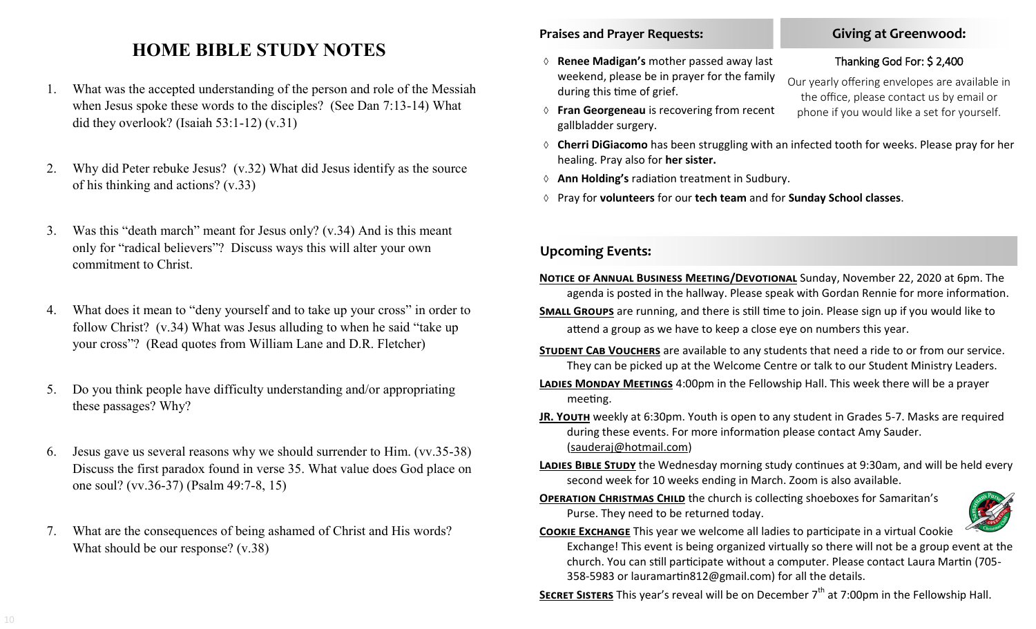# HOME BIBLE STUDY NOTES

1. What was the accepted understanding of the person and role of the Messiah when Jesus spoke these words to the disciples? (See Dan 7:13-14) What did they overlook? (Isaiah 53:1-12) (v.31)

2. Why did Peter rebuke Jesus? (v.32) What did Jesus identify as the source of his thinking and actions? (v.33)

3. Was this "death march" meant for Jesus only? (v.34) And is this meant only for "radical believers"? Discuss ways this will alter your own commitment to Christ.

4. What does it mean to "deny yourself and to take up your cross" in order to follow Christ? (v.34) What was Jesus alluding to when he said "take up your cross"? (Read quotes from William Lane and D.R. Fletcher)

5. Do you think people have difficulty understanding and/or appropriating these passages? Why?

6. Jesus gave us several reasons why we should surrender to Him. (vv.35-38) Discuss the first paradox found in verse 35. What value does God place on one soul? (vv.36-37) (Psalm 49:7-8, 15)

7. What are the consequences of being ashamed of Christ and His words? What should be our response? (v.38)

## Praises and Prayer Requests:

- **Renee Madigan's** mother passed away last weekend, please be in prayer for the family during this time of grief.
- **Fran Georgeneau** is recovering from recent gallbladder surgery.
- **Cherri DiGiacomo** has been struggling with an infected tooth for weeks. Please pray for her healing. Pray also for **her sister.**
- **Ann Holding's** radiation treatment in Sudbury.
- Pray for **volunteers** for our **tech team** and for **Sunday School classes**.

## Giving at Greenwood:

Thanking God For: $ 2,400

Our yearly offering envelopes are available in the office, please contact us by email or phone if you would like a set for yourself.

## Upcoming Events:

**NOTICE OF ANNUAL BUSINESS MEETING/DEVOTIONAL** Sunday, November 22, 2020 at 6pm. The agenda is posted in the hallway. Please speak with Gordan Rennie for more information.

**SMALL GROUPS** are running, and there is still time to join. Please sign up if you would like to attend a group as we have to keep a close eye on numbers this year.

**STUDENT CAB VOUCHERS** are available to any students that need a ride to or from our service. They can be picked up at the Welcome Centre or talk to our Student Ministry Leaders.

**LADIES MONDAY MEETINGS** 4:00pm in the Fellowship Hall. This week there will be a prayer meeting.

**JR. YOUTH** weekly at 6:30pm. Youth is open to any student in Grades 5-7. Masks are required during these events. For more information please contact Amy Sauder. (sauderaj@hotmail.com)

**LADIES BIBLE STUDY** the Wednesday morning study continues at 9:30am, and will be held every second week for 10 weeks ending in March. Zoom is also available.

**OPERATION CHRISTMAS CHILD** the church is collecting shoeboxes for Samaritan's Purse. They need to be returned today.

**COOKIE EXCHANGE** This year we welcome all ladies to participate in a virtual Cookie Exchange! This event is being organized virtually so there will not be a group event at the church. You can still participate without a computer. Please contact Laura Martin (705-358-5983 or lauramartin812@gmail.com) for all the details.

**SECRET SISTERS** This year's reveal will be on December 7th at 7:00pm in the Fellowship Hall.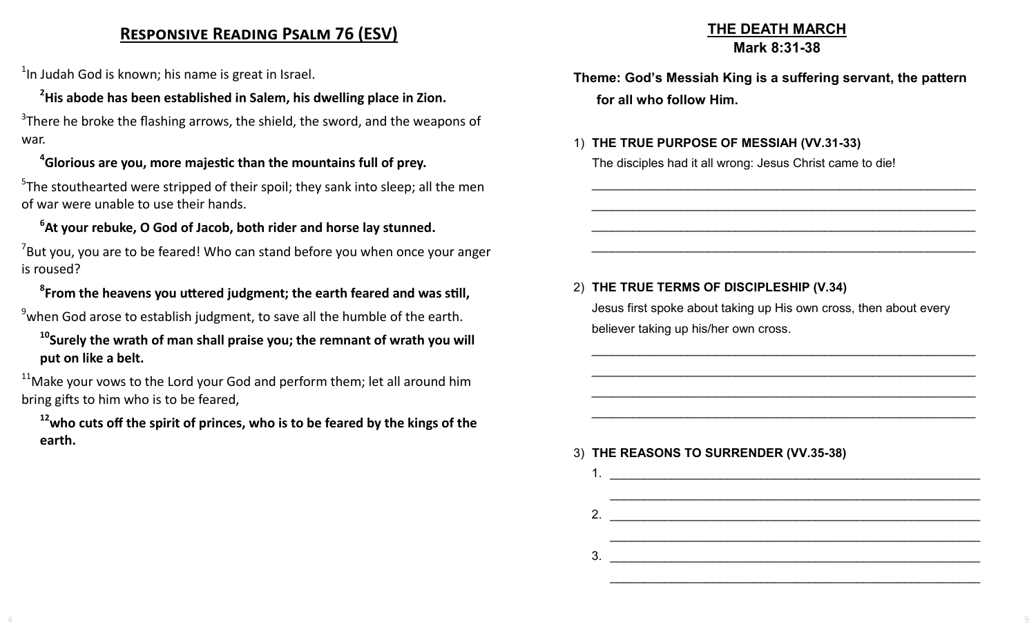## Responsive Reading Psalm 76 (ESV)

[1]In Judah God is known; his name is great in Israel.

**[2]His abode has been established in Salem, his dwelling place in Zion.**

[3]There he broke the flashing arrows, the shield, the sword, and the weapons of war.

**[4]Glorious are you, more majestic than the mountains full of prey.**

[5]The stouthearted were stripped of their spoil; they sank into sleep; all the men of war were unable to use their hands.

**[6]At your rebuke, O God of Jacob, both rider and horse lay stunned.**

[7]But you, you are to be feared! Who can stand before you when once your anger is roused?

**[8]From the heavens you uttered judgment; the earth feared and was still,**

[9]when God arose to establish judgment, to save all the humble of the earth.

**[10]Surely the wrath of man shall praise you; the remnant of wrath you will put on like a belt.**

[11]Make your vows to the Lord your God and perform them; let all around him bring gifts to him who is to be feared,

**[12]who cuts off the spirit of princes, who is to be feared by the kings of the earth.**

## THE DEATH MARCH
### Mark 8:31-38

**Theme: God's Messiah King is a suffering servant, the pattern for all who follow Him.**

1) **THE TRUE PURPOSE OF MESSIAH (VV.31-33)**

   The disciples had it all wrong: Jesus Christ came to die!

   ______________________________________________________

   ______________________________________________________

   ______________________________________________________

   ______________________________________________________

2) **THE TRUE TERMS OF DISCIPLESHIP (V.34)**

   Jesus first spoke about taking up His own cross, then about every believer taking up his/her own cross.

   ______________________________________________________

   ______________________________________________________

   ______________________________________________________

   ______________________________________________________

3) **THE REASONS TO SURRENDER (VV.35-38)**

   1. ______________________________________________________

      ______________________________________________________

   2. ______________________________________________________

      ______________________________________________________

   3. ______________________________________________________

      ______________________________________________________